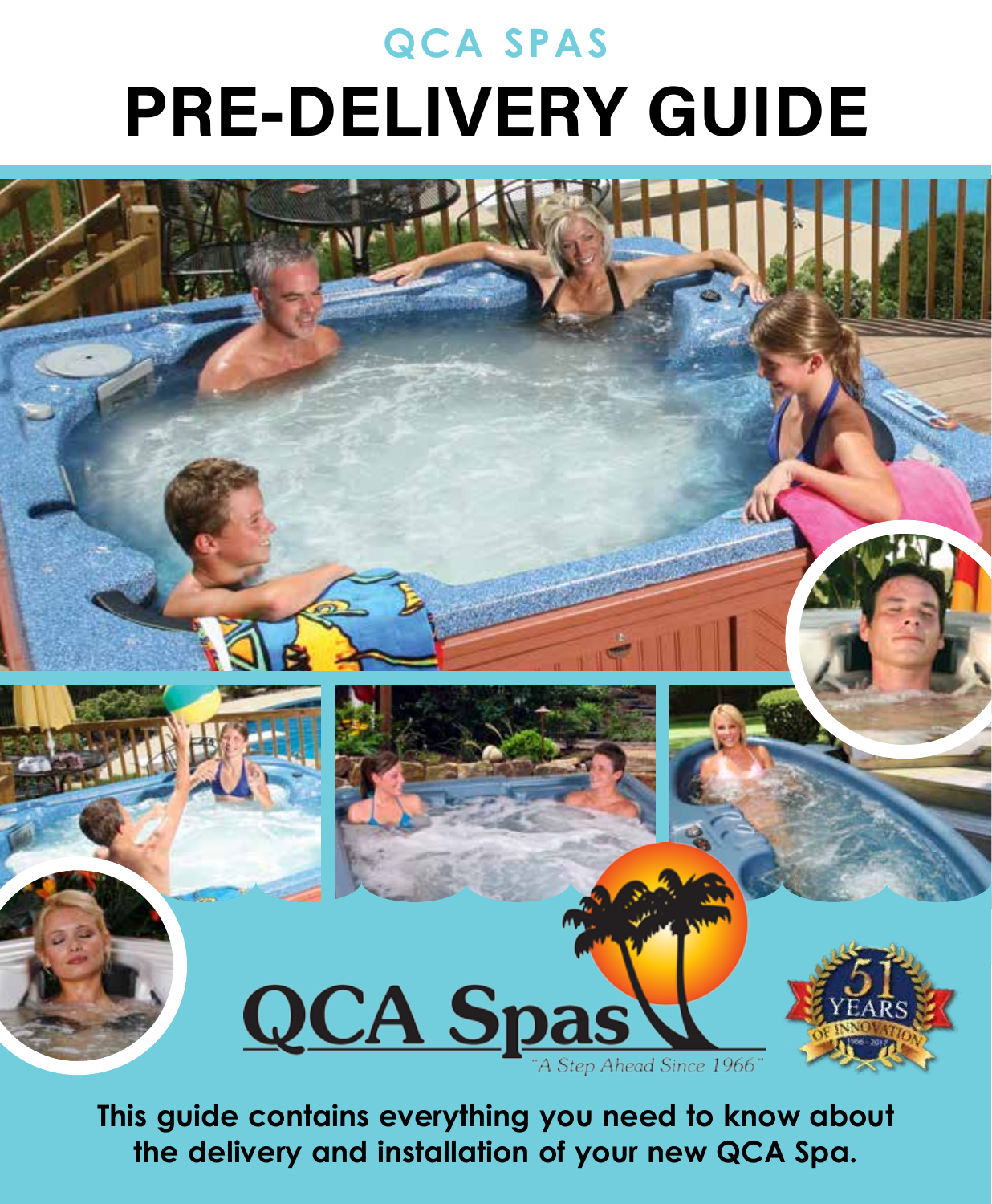## QCA SPAS

# PRE-DELIVERY GUIDE

QCA Spas

"A Step Ahead Since 1966"

51 YEARS OF INNOVATION 1966 - 2017

**This guide contains everything you need to know about the delivery and installation of your new QCA Spa.**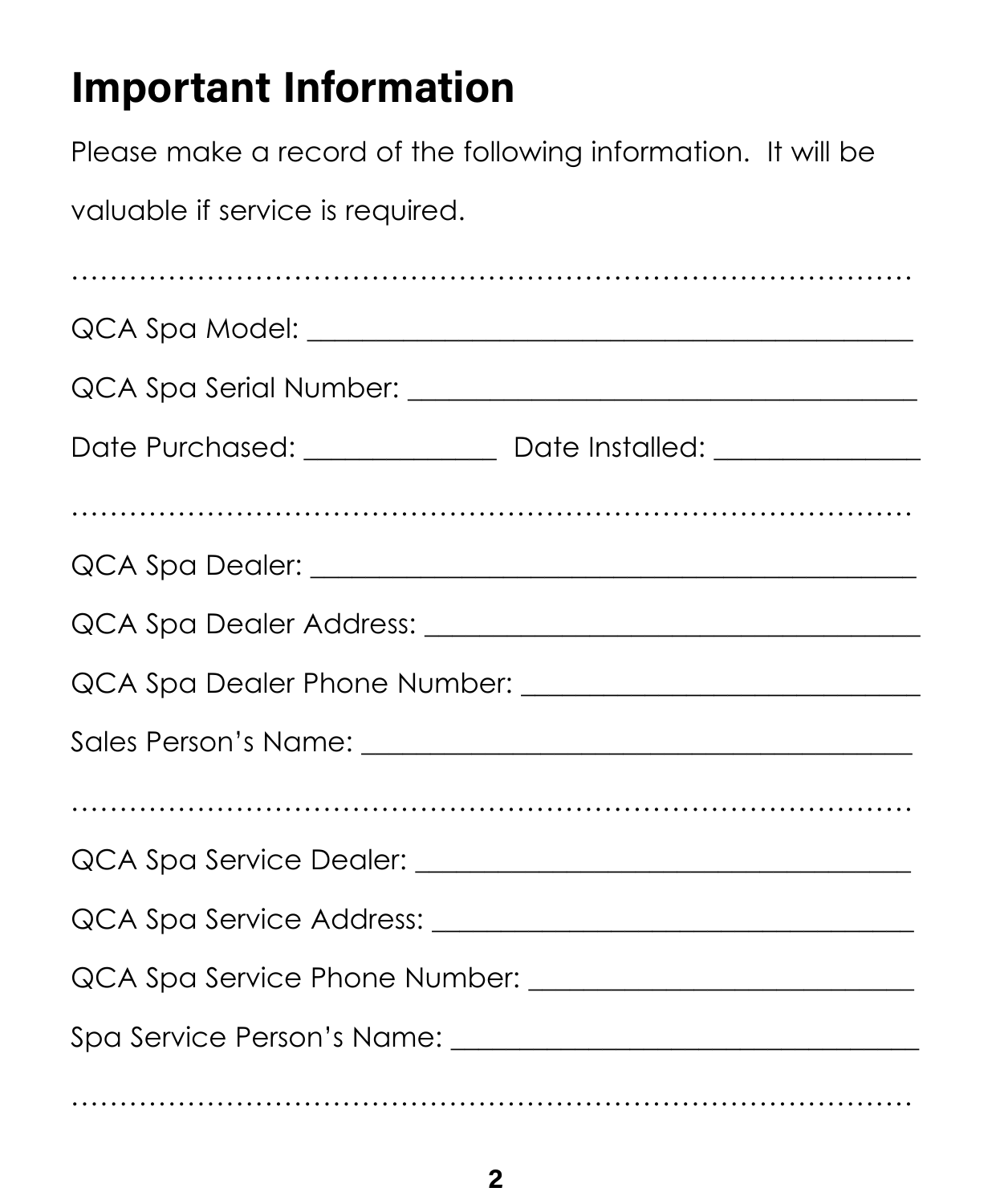# Important Information

Please make a record of the following information. It will be valuable if service is required.

…………………………………………………………………………………

QCA Spa Model: ______________________________________

QCA Spa Serial Number: ________________________________

Date Purchased: ____________ Date Installed: _____________

…………………………………………………………………………………

QCA Spa Dealer: ______________________________________

QCA Spa Dealer Address: _______________________________

QCA Spa Dealer Phone Number: __________________________

Sales Person's Name: ___________________________________

…………………………………………………………………………………

QCA Spa Service Dealer: _________________________________

QCA Spa Service Address: ________________________________

QCA Spa Service Phone Number: __________________________

Spa Service Person's Name: ______________________________

…………………………………………………………………………………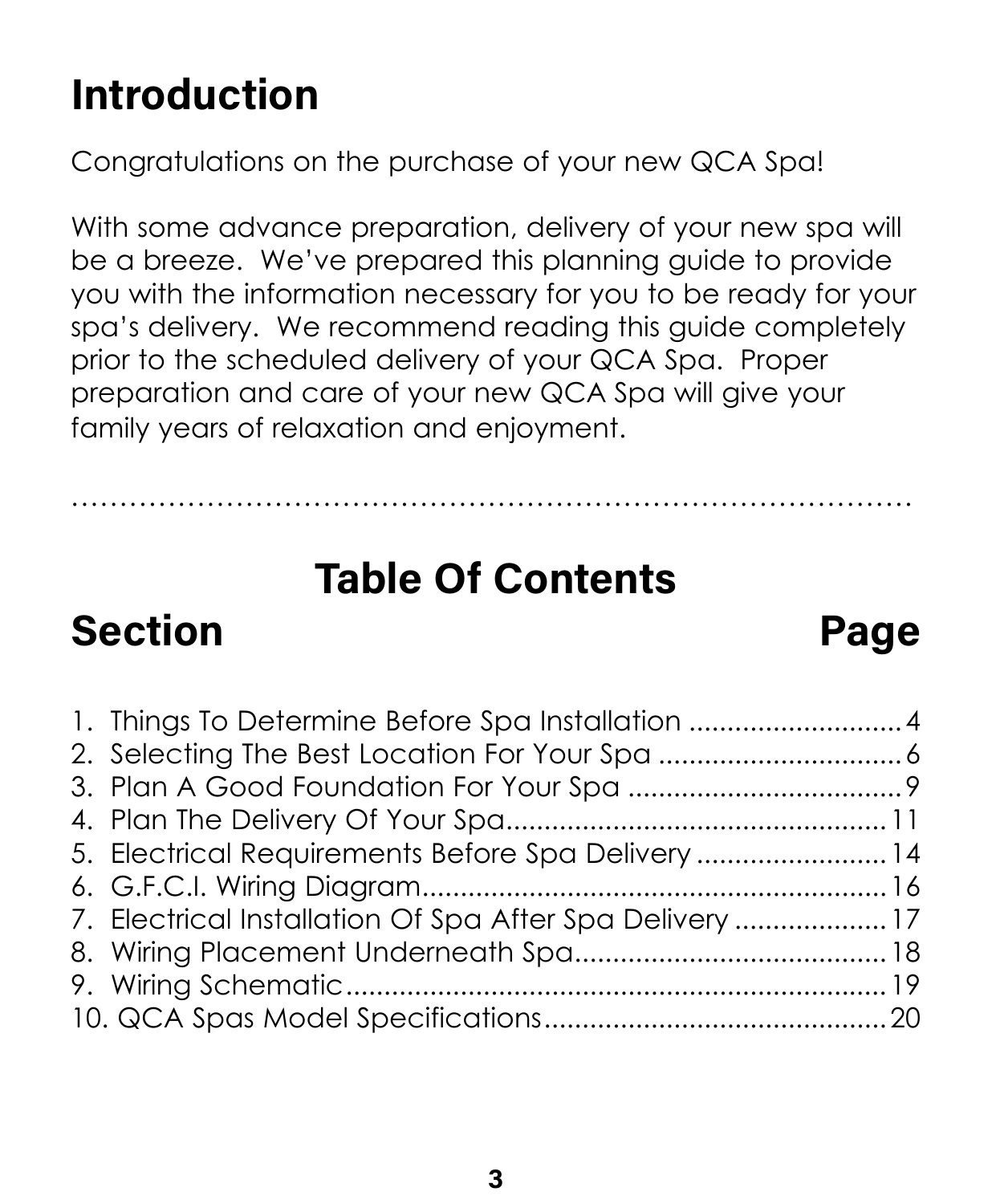# Introduction

Congratulations on the purchase of your new QCA Spa!

With some advance preparation, delivery of your new spa will be a breeze. We've prepared this planning guide to provide you with the information necessary for you to be ready for your spa's delivery. We recommend reading this guide completely prior to the scheduled delivery of your QCA Spa. Proper preparation and care of your new QCA Spa will give your family years of relaxation and enjoyment.

---

## Table Of Contents

| Section | Page |
|---|---|
| 1. Things To Determine Before Spa Installation | 4 |
| 2. Selecting The Best Location For Your Spa | 6 |
| 3. Plan A Good Foundation For Your Spa | 9 |
| 4. Plan The Delivery Of Your Spa | 11 |
| 5. Electrical Requirements Before Spa Delivery | 14 |
| 6. G.F.C.I. Wiring Diagram | 16 |
| 7. Electrical Installation Of Spa After Spa Delivery | 17 |
| 8. Wiring Placement Underneath Spa | 18 |
| 9. Wiring Schematic | 19 |
| 10. QCA Spas Model Specifications | 20 |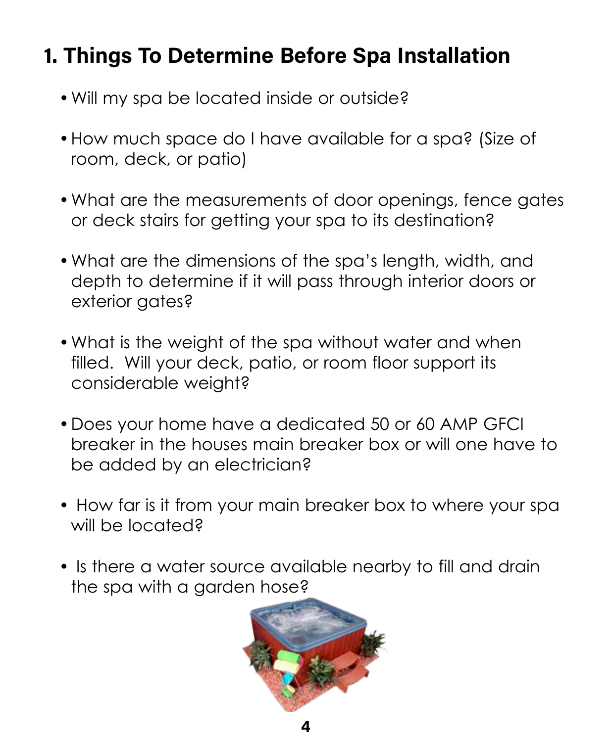# 1. Things To Determine Before Spa Installation

- Will my spa be located inside or outside?
- How much space do I have available for a spa? (Size of room, deck, or patio)
- What are the measurements of door openings, fence gates or deck stairs for getting your spa to its destination?
- What are the dimensions of the spa's length, width, and depth to determine if it will pass through interior doors or exterior gates?
- What is the weight of the spa without water and when filled. Will your deck, patio, or room floor support its considerable weight?
- Does your home have a dedicated 50 or 60 AMP GFCI breaker in the houses main breaker box or will one have to be added by an electrician?
- How far is it from your main breaker box to where your spa will be located?
- Is there a water source available nearby to fill and drain the spa with a garden hose?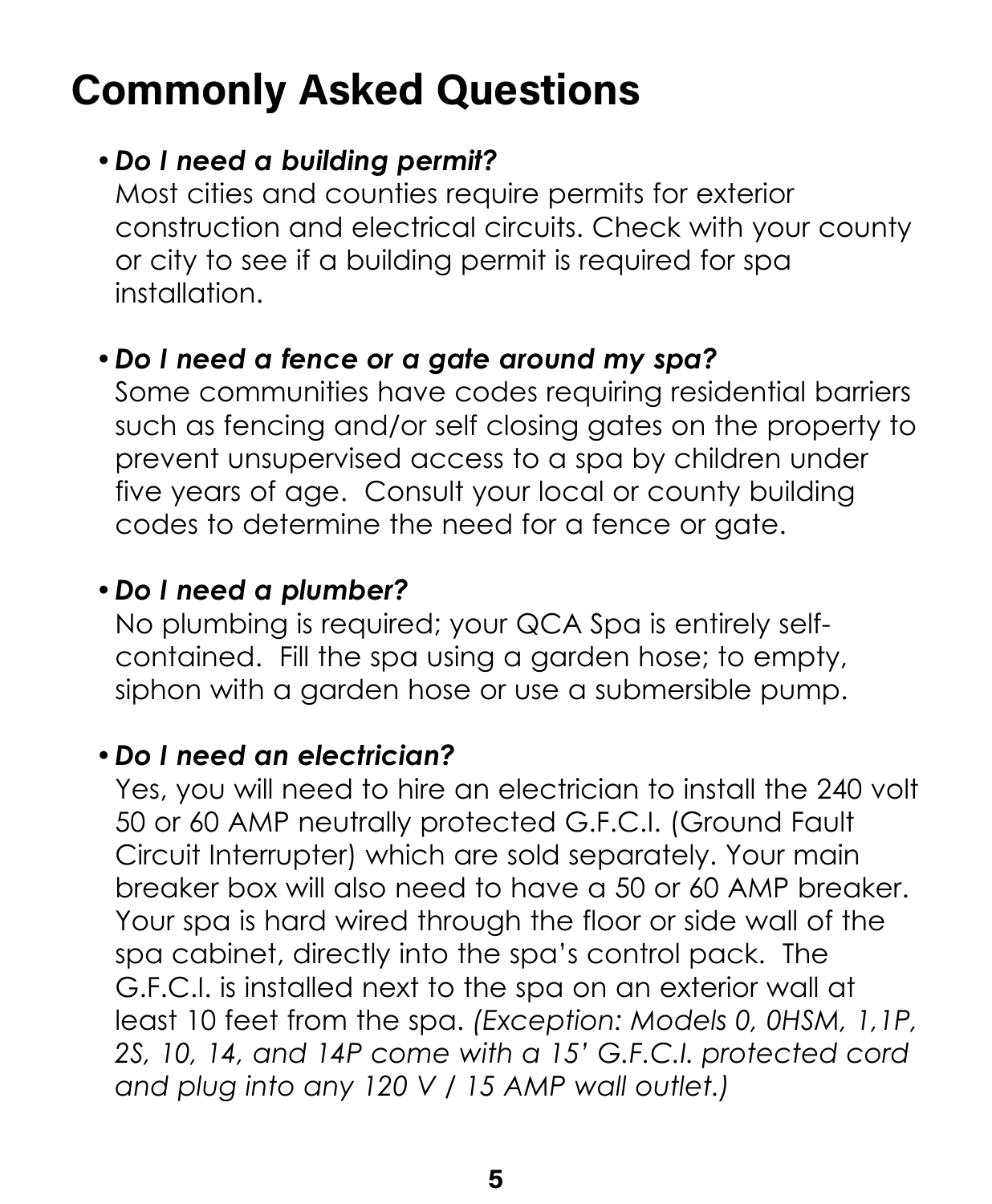# Commonly Asked Questions

- ***Do I need a building permit?***
  Most cities and counties require permits for exterior construction and electrical circuits. Check with your county or city to see if a building permit is required for spa installation.

- ***Do I need a fence or a gate around my spa?***
  Some communities have codes requiring residential barriers such as fencing and/or self closing gates on the property to prevent unsupervised access to a spa by children under five years of age. Consult your local or county building codes to determine the need for a fence or gate.

- ***Do I need a plumber?***
  No plumbing is required; your QCA Spa is entirely self-contained. Fill the spa using a garden hose; to empty, siphon with a garden hose or use a submersible pump.

- ***Do I need an electrician?***
  Yes, you will need to hire an electrician to install the 240 volt 50 or 60 AMP neutrally protected G.F.C.I. (Ground Fault Circuit Interrupter) which are sold separately. Your main breaker box will also need to have a 50 or 60 AMP breaker. Your spa is hard wired through the floor or side wall of the spa cabinet, directly into the spa's control pack. The G.F.C.I. is installed next to the spa on an exterior wall at least 10 feet from the spa. *(Exception: Models 0, 0HSM, 1,1P, 2S, 10, 14, and 14P come with a 15' G.F.C.I. protected cord and plug into any 120 V / 15 AMP wall outlet.)*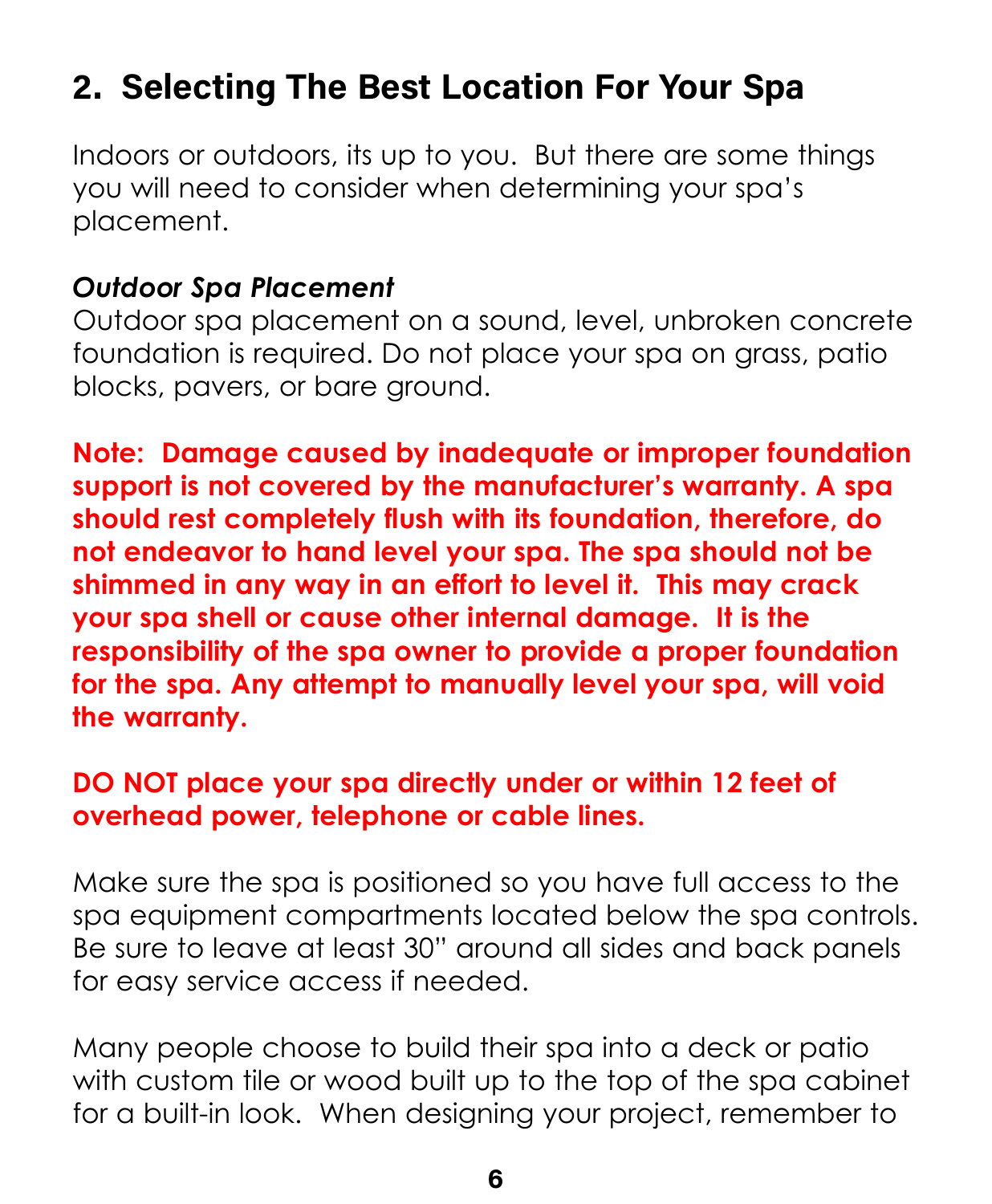## 2. Selecting The Best Location For Your Spa

Indoors or outdoors, its up to you. But there are some things you will need to consider when determining your spa's placement.

***Outdoor Spa Placement***

Outdoor spa placement on a sound, level, unbroken concrete foundation is required. Do not place your spa on grass, patio blocks, pavers, or bare ground.

**Note: Damage caused by inadequate or improper foundation support is not covered by the manufacturer's warranty. A spa should rest completely flush with its foundation, therefore, do not endeavor to hand level your spa. The spa should not be shimmed in any way in an effort to level it. This may crack your spa shell or cause other internal damage. It is the responsibility of the spa owner to provide a proper foundation for the spa. Any attempt to manually level your spa, will void the warranty.**

**DO NOT place your spa directly under or within 12 feet of overhead power, telephone or cable lines.**

Make sure the spa is positioned so you have full access to the spa equipment compartments located below the spa controls. Be sure to leave at least 30" around all sides and back panels for easy service access if needed.

Many people choose to build their spa into a deck or patio with custom tile or wood built up to the top of the spa cabinet for a built-in look. When designing your project, remember to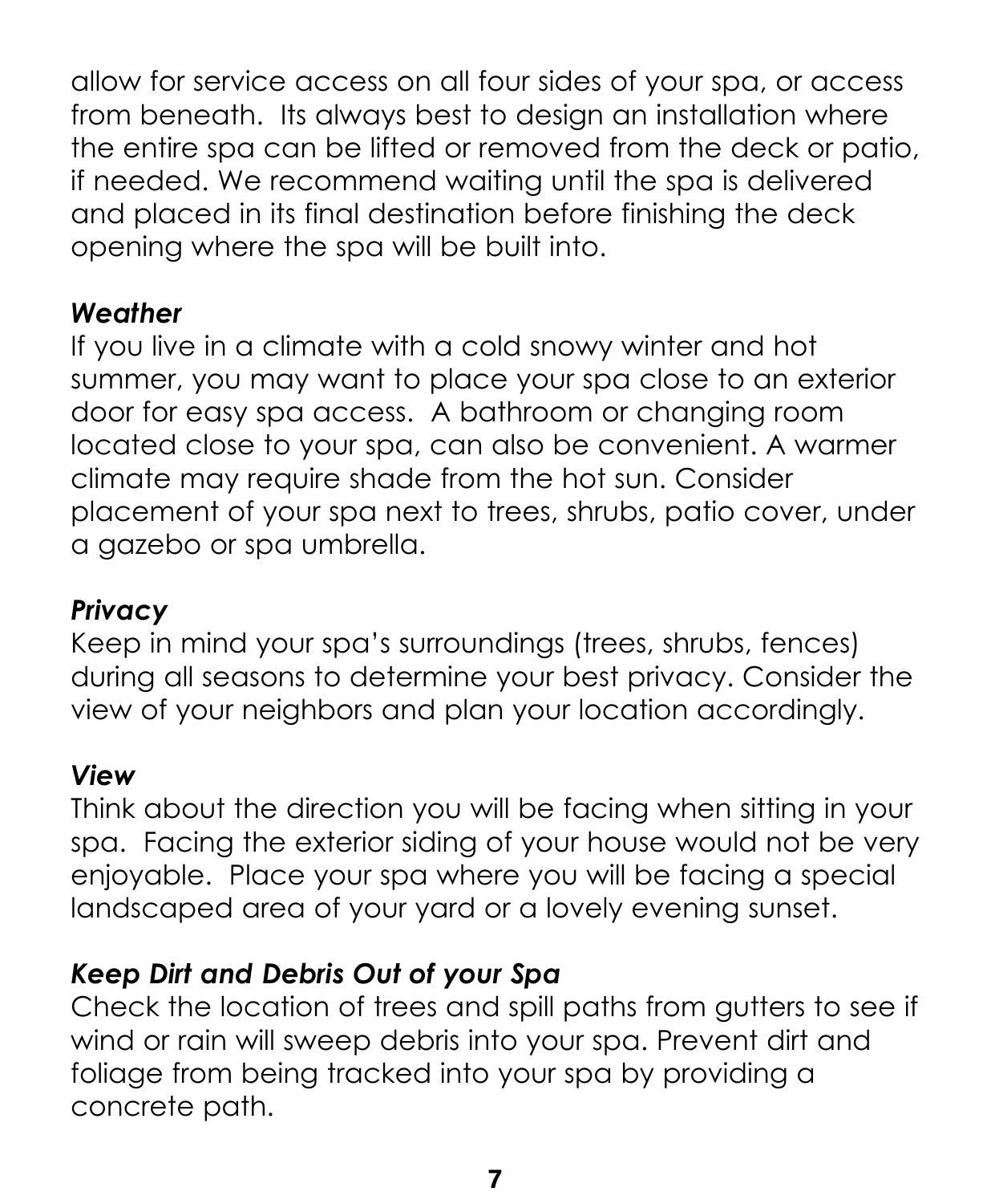allow for service access on all four sides of your spa, or access from beneath. Its always best to design an installation where the entire spa can be lifted or removed from the deck or patio, if needed. We recommend waiting until the spa is delivered and placed in its final destination before finishing the deck opening where the spa will be built into.

***Weather***

If you live in a climate with a cold snowy winter and hot summer, you may want to place your spa close to an exterior door for easy spa access. A bathroom or changing room located close to your spa, can also be convenient. A warmer climate may require shade from the hot sun. Consider placement of your spa next to trees, shrubs, patio cover, under a gazebo or spa umbrella.

***Privacy***

Keep in mind your spa's surroundings (trees, shrubs, fences) during all seasons to determine your best privacy. Consider the view of your neighbors and plan your location accordingly.

***View***

Think about the direction you will be facing when sitting in your spa. Facing the exterior siding of your house would not be very enjoyable. Place your spa where you will be facing a special landscaped area of your yard or a lovely evening sunset.

***Keep Dirt and Debris Out of your Spa***

Check the location of trees and spill paths from gutters to see if wind or rain will sweep debris into your spa. Prevent dirt and foliage from being tracked into your spa by providing a concrete path.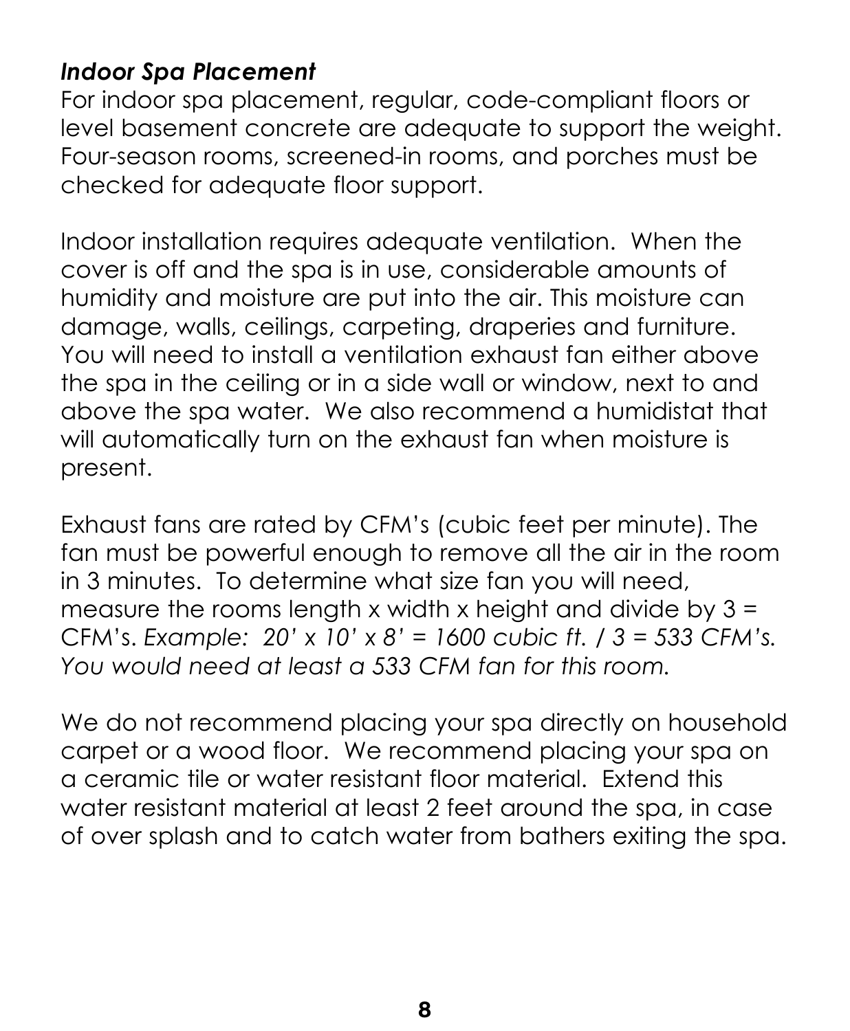***Indoor Spa Placement***

For indoor spa placement, regular, code-compliant floors or level basement concrete are adequate to support the weight. Four-season rooms, screened-in rooms, and porches must be checked for adequate floor support.

Indoor installation requires adequate ventilation. When the cover is off and the spa is in use, considerable amounts of humidity and moisture are put into the air. This moisture can damage, walls, ceilings, carpeting, draperies and furniture. You will need to install a ventilation exhaust fan either above the spa in the ceiling or in a side wall or window, next to and above the spa water. We also recommend a humidistat that will automatically turn on the exhaust fan when moisture is present.

Exhaust fans are rated by CFM's (cubic feet per minute). The fan must be powerful enough to remove all the air in the room in 3 minutes. To determine what size fan you will need, measure the rooms length x width x height and divide by 3 = CFM's. *Example: 20' x 10' x 8' = 1600 cubic ft. / 3 = 533 CFM's. You would need at least a 533 CFM fan for this room.*

We do not recommend placing your spa directly on household carpet or a wood floor. We recommend placing your spa on a ceramic tile or water resistant floor material. Extend this water resistant material at least 2 feet around the spa, in case of over splash and to catch water from bathers exiting the spa.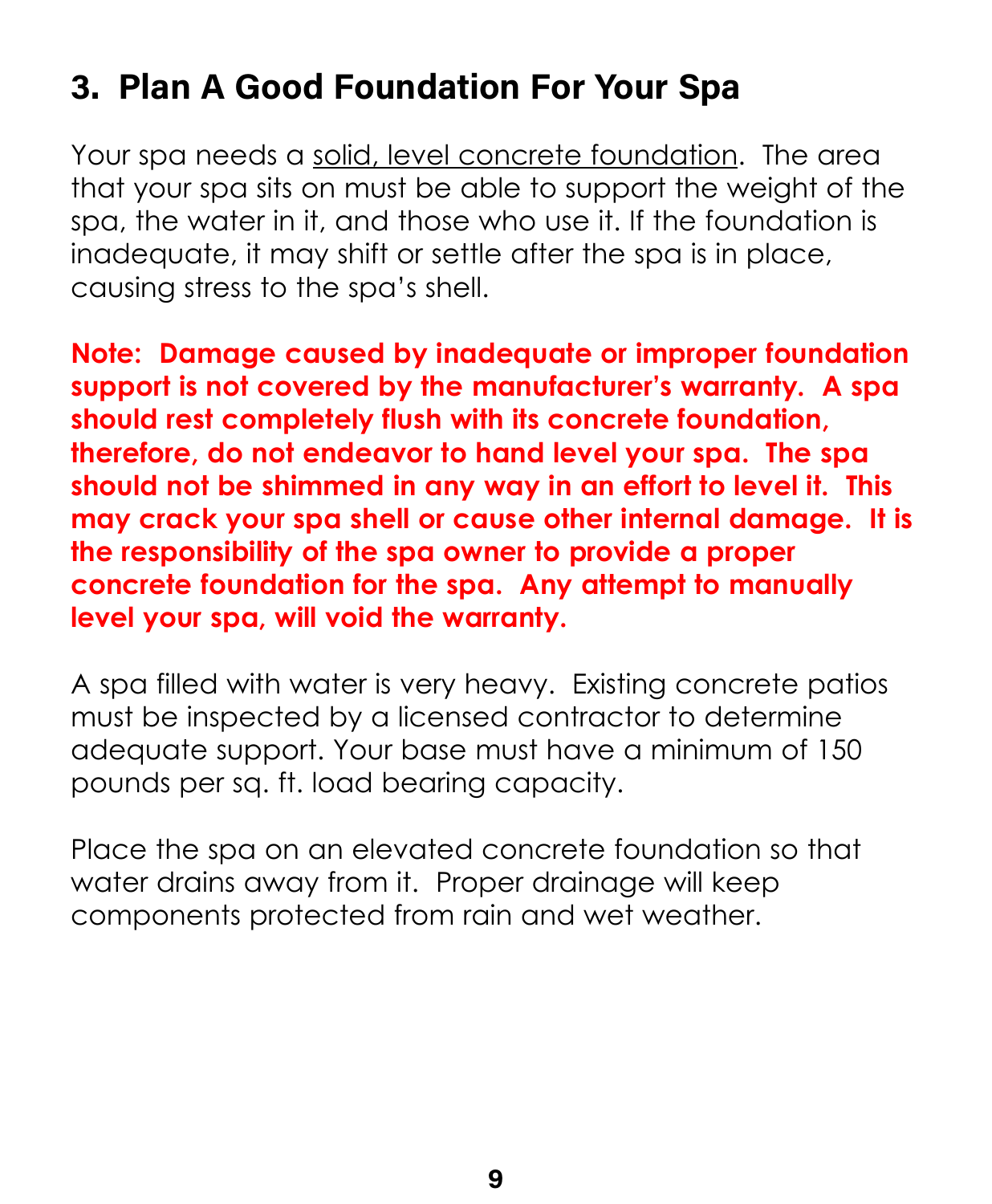## 3. Plan A Good Foundation For Your Spa

Your spa needs a <u>solid, level concrete foundation</u>. The area that your spa sits on must be able to support the weight of the spa, the water in it, and those who use it. If the foundation is inadequate, it may shift or settle after the spa is in place, causing stress to the spa's shell.

**Note: Damage caused by inadequate or improper foundation support is not covered by the manufacturer's warranty. A spa should rest completely flush with its concrete foundation, therefore, do not endeavor to hand level your spa. The spa should not be shimmed in any way in an effort to level it. This may crack your spa shell or cause other internal damage. It is the responsibility of the spa owner to provide a proper concrete foundation for the spa. Any attempt to manually level your spa, will void the warranty.**

A spa filled with water is very heavy. Existing concrete patios must be inspected by a licensed contractor to determine adequate support. Your base must have a minimum of 150 pounds per sq. ft. load bearing capacity.

Place the spa on an elevated concrete foundation so that water drains away from it. Proper drainage will keep components protected from rain and wet weather.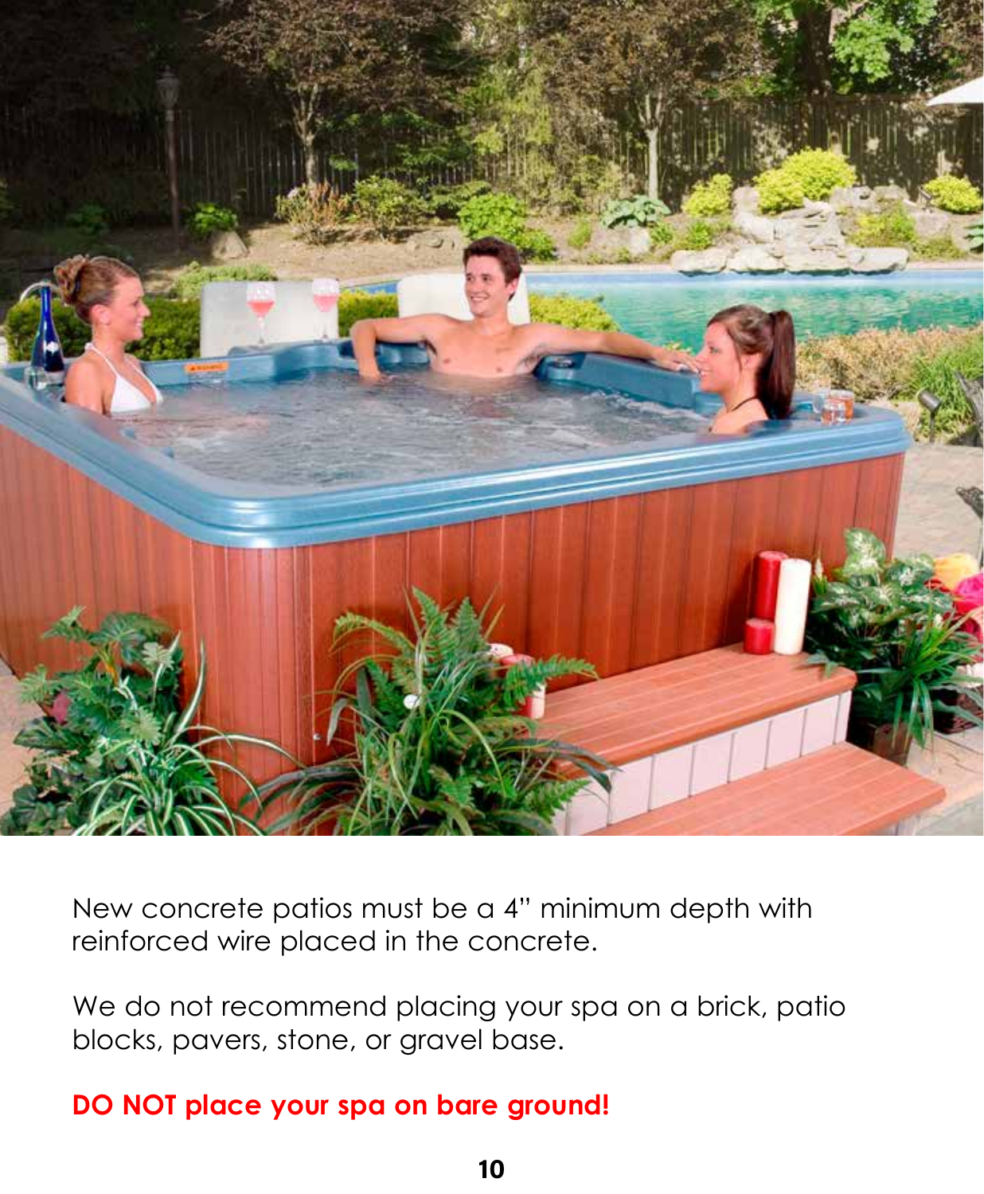New concrete patios must be a 4" minimum depth with reinforced wire placed in the concrete.

We do not recommend placing your spa on a brick, patio blocks, pavers, stone, or gravel base.

**DO NOT place your spa on bare ground!**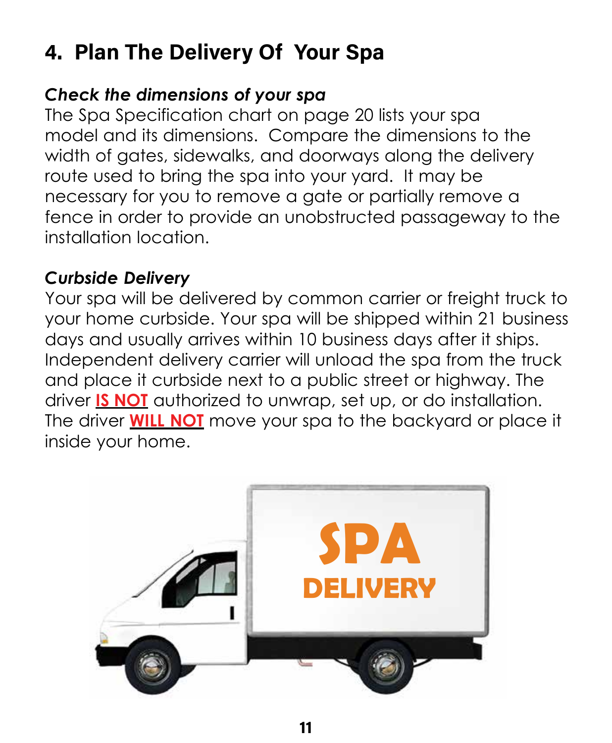## 4. Plan The Delivery Of Your Spa

### *Check the dimensions of your spa*

The Spa Specification chart on page 20 lists your spa model and its dimensions. Compare the dimensions to the width of gates, sidewalks, and doorways along the delivery route used to bring the spa into your yard. It may be necessary for you to remove a gate or partially remove a fence in order to provide an unobstructed passageway to the installation location.

### *Curbside Delivery*

Your spa will be delivered by common carrier or freight truck to your home curbside. Your spa will be shipped within 21 business days and usually arrives within 10 business days after it ships. Independent delivery carrier will unload the spa from the truck and place it curbside next to a public street or highway. The driver **IS NOT** authorized to unwrap, set up, or do installation. The driver **WILL NOT** move your spa to the backyard or place it inside your home.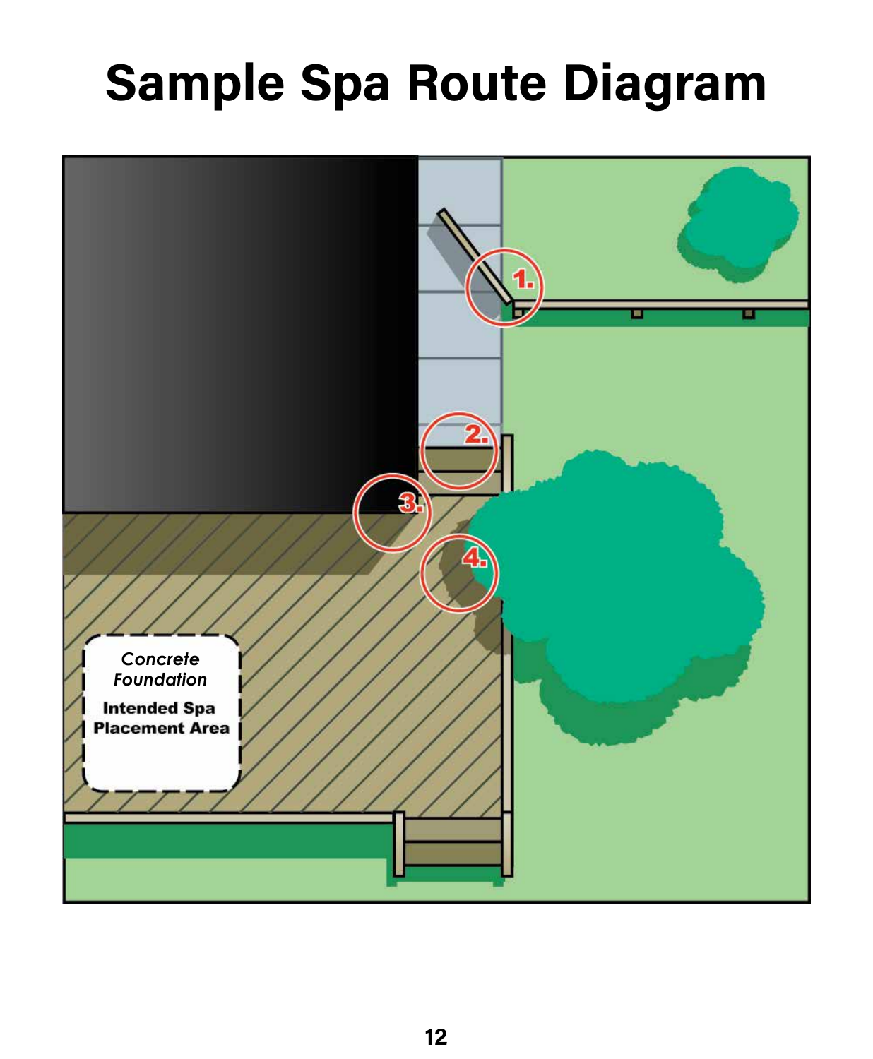# Sample Spa Route Diagram

1.

2.

3.

4.

*Concrete Foundation*

**Intended Spa Placement Area**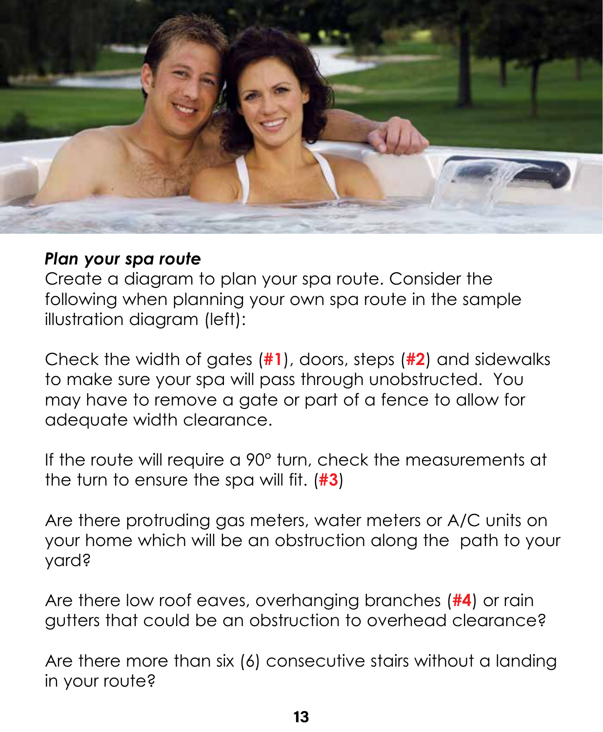***Plan your spa route***

Create a diagram to plan your spa route. Consider the following when planning your own spa route in the sample illustration diagram (left):

Check the width of gates (**#1**), doors, steps (**#2**) and sidewalks to make sure your spa will pass through unobstructed. You may have to remove a gate or part of a fence to allow for adequate width clearance.

If the route will require a 90° turn, check the measurements at the turn to ensure the spa will fit. (**#3**)

Are there protruding gas meters, water meters or A/C units on your home which will be an obstruction along the path to your yard?

Are there low roof eaves, overhanging branches (**#4**) or rain gutters that could be an obstruction to overhead clearance?

Are there more than six (6) consecutive stairs without a landing in your route?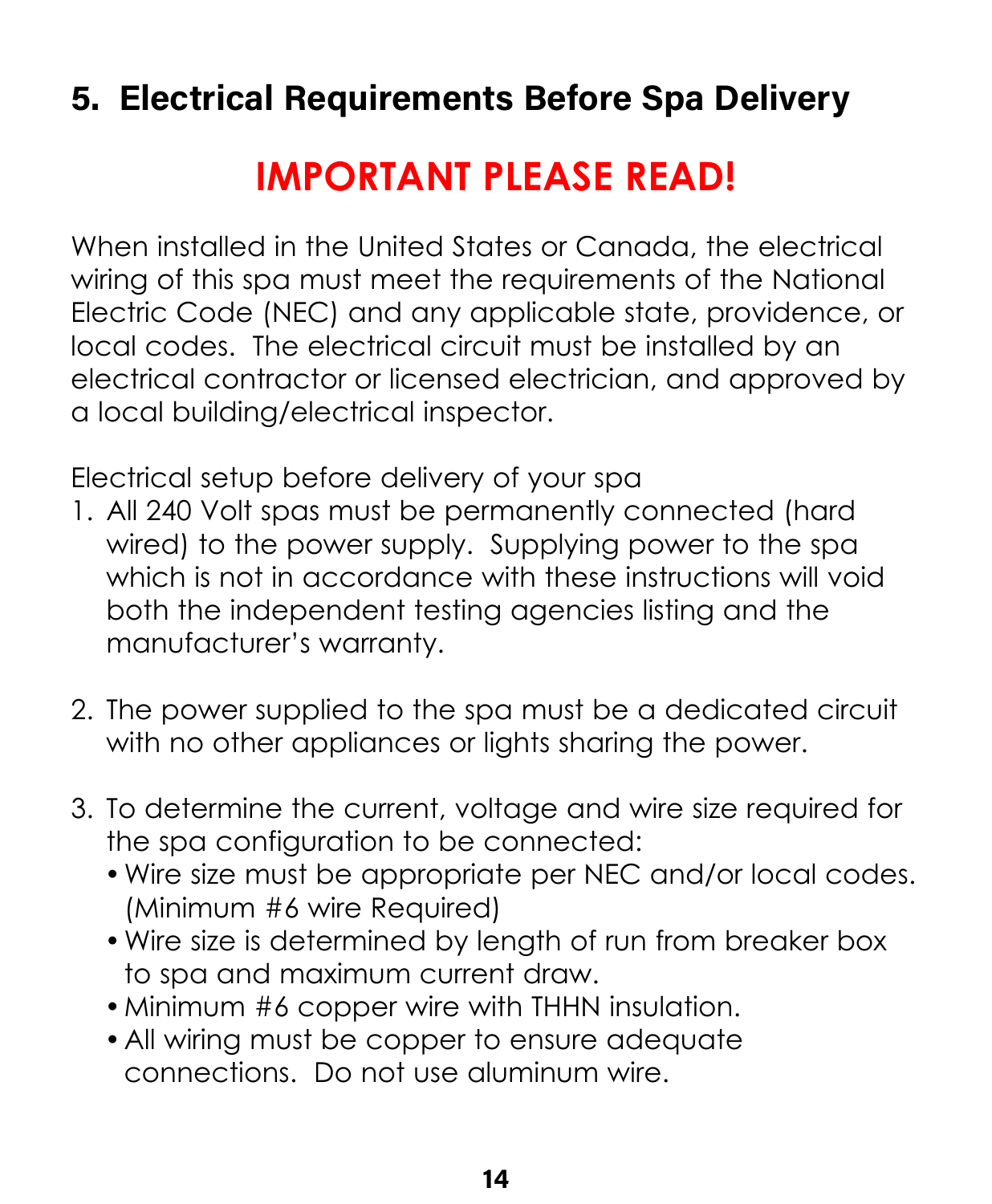## 5. Electrical Requirements Before Spa Delivery

### IMPORTANT PLEASE READ!

When installed in the United States or Canada, the electrical wiring of this spa must meet the requirements of the National Electric Code (NEC) and any applicable state, providence, or local codes. The electrical circuit must be installed by an electrical contractor or licensed electrician, and approved by a local building/electrical inspector.

Electrical setup before delivery of your spa

1. All 240 Volt spas must be permanently connected (hard wired) to the power supply. Supplying power to the spa which is not in accordance with these instructions will void both the independent testing agencies listing and the manufacturer's warranty.

2. The power supplied to the spa must be a dedicated circuit with no other appliances or lights sharing the power.

3. To determine the current, voltage and wire size required for the spa configuration to be connected:
   - Wire size must be appropriate per NEC and/or local codes. (Minimum #6 wire Required)
   - Wire size is determined by length of run from breaker box to spa and maximum current draw.
   - Minimum #6 copper wire with THHN insulation.
   - All wiring must be copper to ensure adequate connections. Do not use aluminum wire.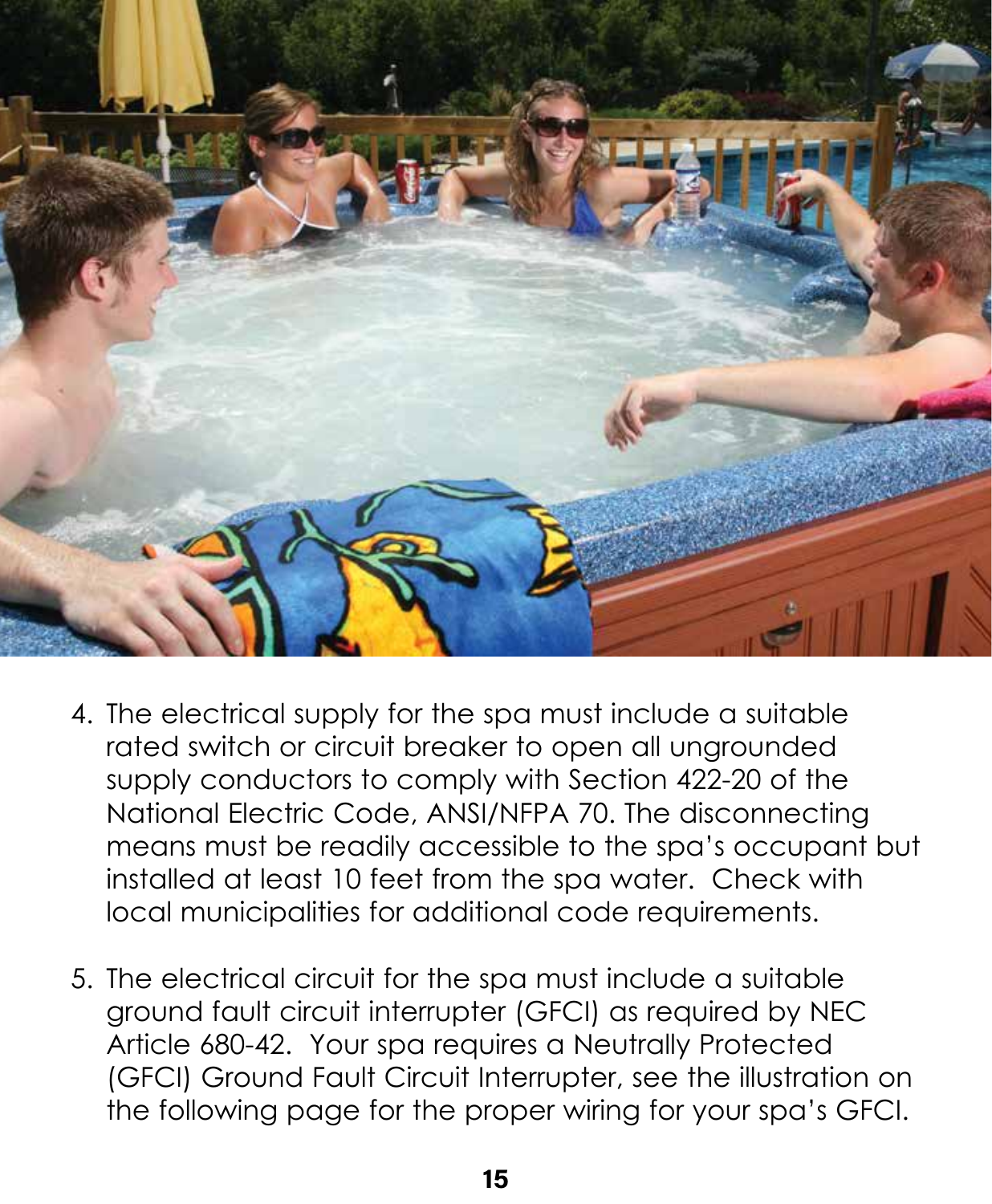4. The electrical supply for the spa must include a suitable rated switch or circuit breaker to open all ungrounded supply conductors to comply with Section 422-20 of the National Electric Code, ANSI/NFPA 70. The disconnecting means must be readily accessible to the spa's occupant but installed at least 10 feet from the spa water. Check with local municipalities for additional code requirements.

5. The electrical circuit for the spa must include a suitable ground fault circuit interrupter (GFCI) as required by NEC Article 680-42. Your spa requires a Neutrally Protected (GFCI) Ground Fault Circuit Interrupter, see the illustration on the following page for the proper wiring for your spa's GFCI.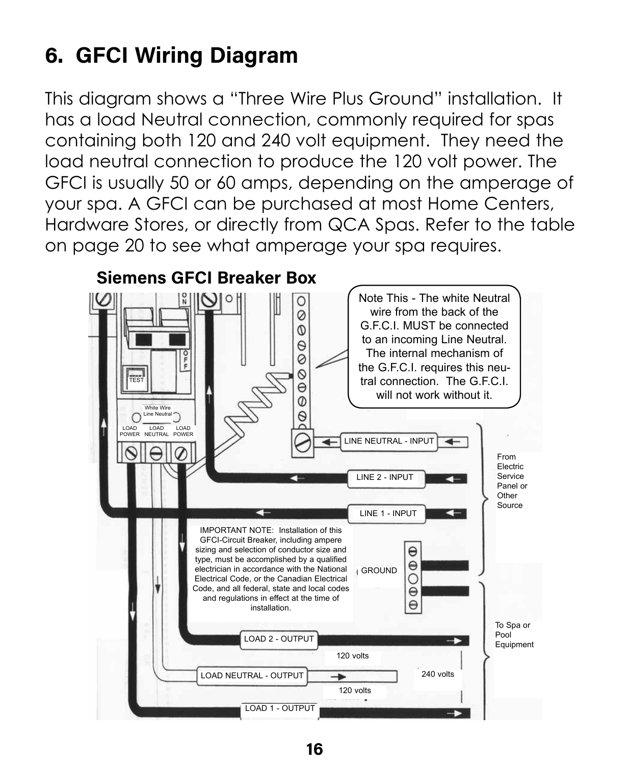# 6. GFCI Wiring Diagram

This diagram shows a "Three Wire Plus Ground" installation. It has a load Neutral connection, commonly required for spas containing both 120 and 240 volt equipment. They need the load neutral connection to produce the 120 volt power. The GFCI is usually 50 or 60 amps, depending on the amperage of your spa. A GFCI can be purchased at most Home Centers, Hardware Stores, or directly from QCA Spas. Refer to the table on page 20 to see what amperage your spa requires.

**Siemens GFCI Breaker Box**

Note This - The white Neutral wire from the back of the G.F.C.I. MUST be connected to an incoming Line Neutral. The internal mechanism of the G.F.C.I. requires this neutral connection. The G.F.C.I. will not work without it.

TEST

White Wire Line Neutral

LOAD POWER | LOAD NEUTRAL | LOAD POWER

LINE NEUTRAL - INPUT

LINE 2 - INPUT

LINE 1 - INPUT

From Electric Service Panel or Other Source

IMPORTANT NOTE: Installation of this GFCI-Circuit Breaker, including ampere sizing and selection of conductor size and type, must be accomplished by a qualified electrician in accordance with the National Electrical Code, or the Canadian Electrical Code, and all federal, state and local codes and regulations in effect at the time of installation.

GROUND

To Spa or Pool Equipment

LOAD 2 - OUTPUT

120 volts

LOAD NEUTRAL - OUTPUT

240 volts

120 volts

LOAD 1 - OUTPUT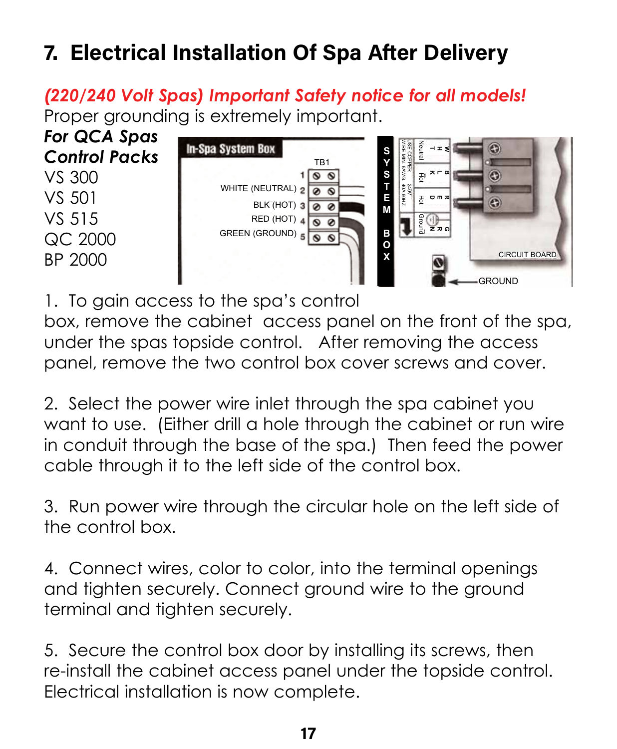# 7. Electrical Installation Of Spa After Delivery

*(220/240 Volt Spas) Important Safety notice for all models!*

Proper grounding is extremely important.

***For QCA Spas Control Packs***

VS 300
VS 501
VS 515
QC 2000
BP 2000

In-Spa System Box

TB1

1
WHITE (NEUTRAL) 2
BLK (HOT) 3
RED (HOT) 4
GREEN (GROUND) 5

SYSTEM BOX

USE COPPER WIRE MIN. 6AWG. 240V 40A 60HZ

WHT Neutral
BLK Hot
RED Hot
GRN Ground

CIRCUIT BOARD

GROUND

1. To gain access to the spa's control box, remove the cabinet access panel on the front of the spa, under the spas topside control. After removing the access panel, remove the two control box cover screws and cover.

2. Select the power wire inlet through the spa cabinet you want to use. (Either drill a hole through the cabinet or run wire in conduit through the base of the spa.) Then feed the power cable through it to the left side of the control box.

3. Run power wire through the circular hole on the left side of the control box.

4. Connect wires, color to color, into the terminal openings and tighten securely. Connect ground wire to the ground terminal and tighten securely.

5. Secure the control box door by installing its screws, then re-install the cabinet access panel under the topside control. Electrical installation is now complete.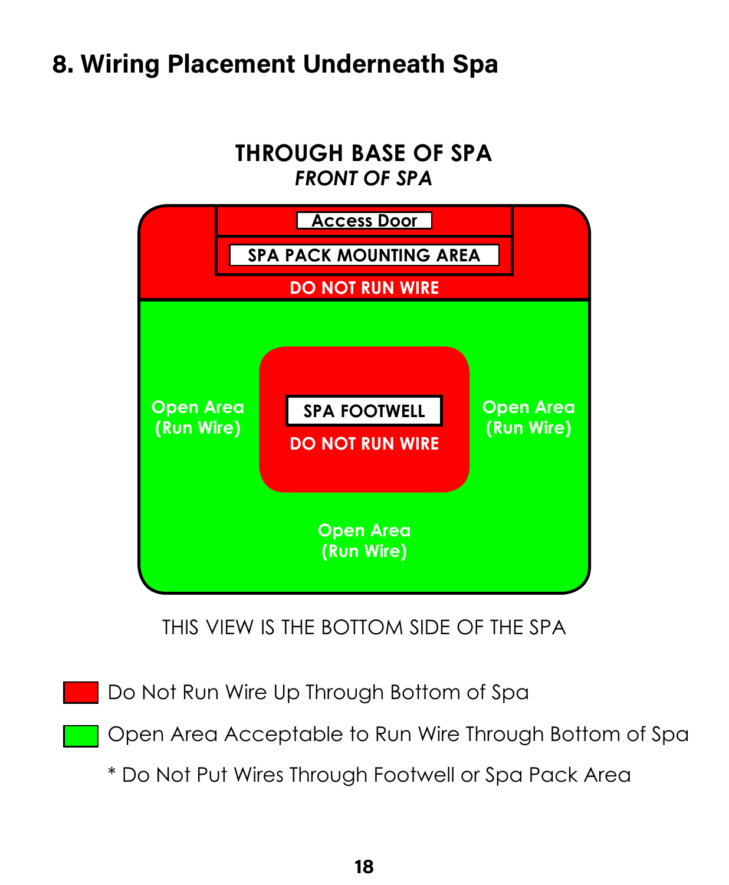## 8. Wiring Placement Underneath Spa

**THROUGH BASE OF SPA**

***FRONT OF SPA***

Access Door

SPA PACK MOUNTING AREA

DO NOT RUN WIRE

Open Area (Run Wire)

SPA FOOTWELL

DO NOT RUN WIRE

Open Area (Run Wire)

Open Area (Run Wire)

THIS VIEW IS THE BOTTOM SIDE OF THE SPA

- Red: Do Not Run Wire Up Through Bottom of Spa
- Green: Open Area Acceptable to Run Wire Through Bottom of Spa

\* Do Not Put Wires Through Footwell or Spa Pack Area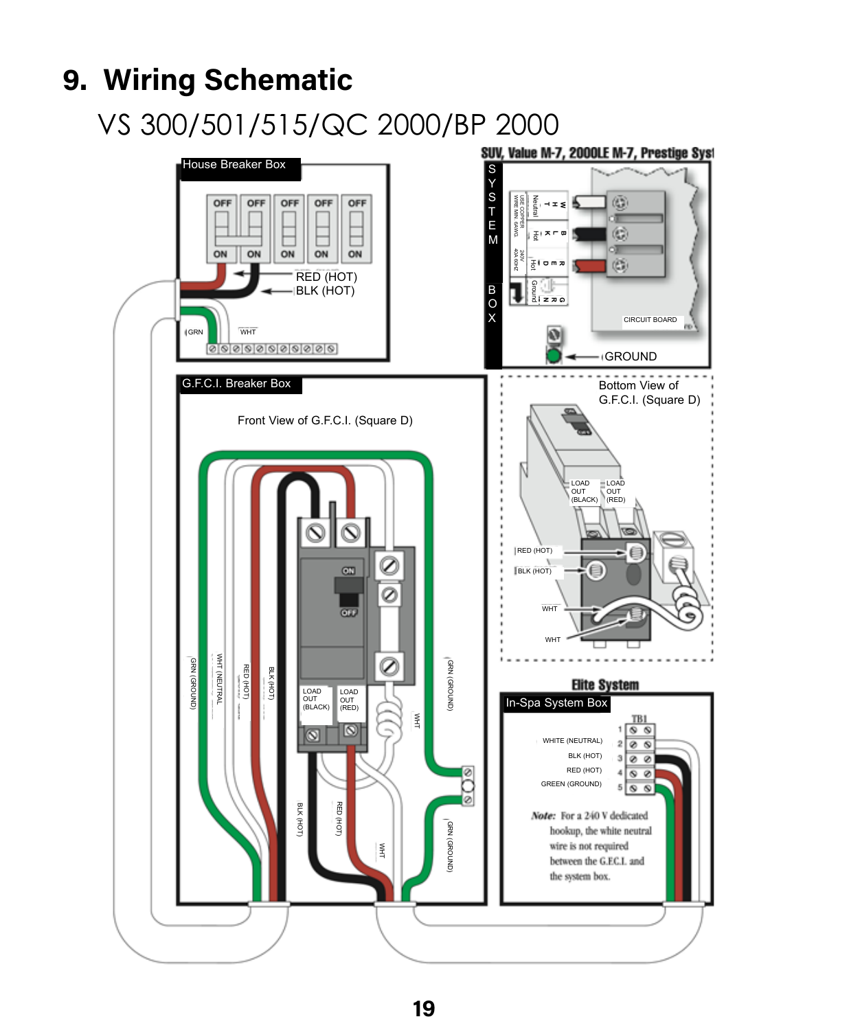# 9. Wiring Schematic

VS 300/501/515/QC 2000/BP 2000

SUV, Value M-7, 2000LE M-7, Prestige Syst

SYSTEM BOX

WHT Neutral | BLK Hot | RED Hot | GRN Ground

USE COPPER WIRE MIN. 6AWG. 240V 40A 60HZ

CIRCUIT BOARD

GROUND

House Breaker Box

OFF OFF OFF OFF OFF

ON ON ON ON ON

RED (HOT)

BLK (HOT)

GRN

WHT

G.F.C.I. Breaker Box

Front View of G.F.C.I. (Square D)

ON

OFF

LOAD OUT (BLACK)

LOAD OUT (RED)

GRN (GROUND)

WHT (NEUTRAL)

RED (HOT)

BLK (HOT)

WHT

Bottom View of G.F.C.I. (Square D)

LOAD OUT (BLACK)

LOAD OUT (RED)

RED (HOT)

BLK (HOT)

WHT

WHT

Elite System

In-Spa System Box

TB1

1

2 WHITE (NEUTRAL)

3 BLK (HOT)

4 RED (HOT)

5 GREEN (GROUND)

***Note:*** For a 240 V dedicated hookup, the white neutral wire is not required between the G.F.C.I. and the system box.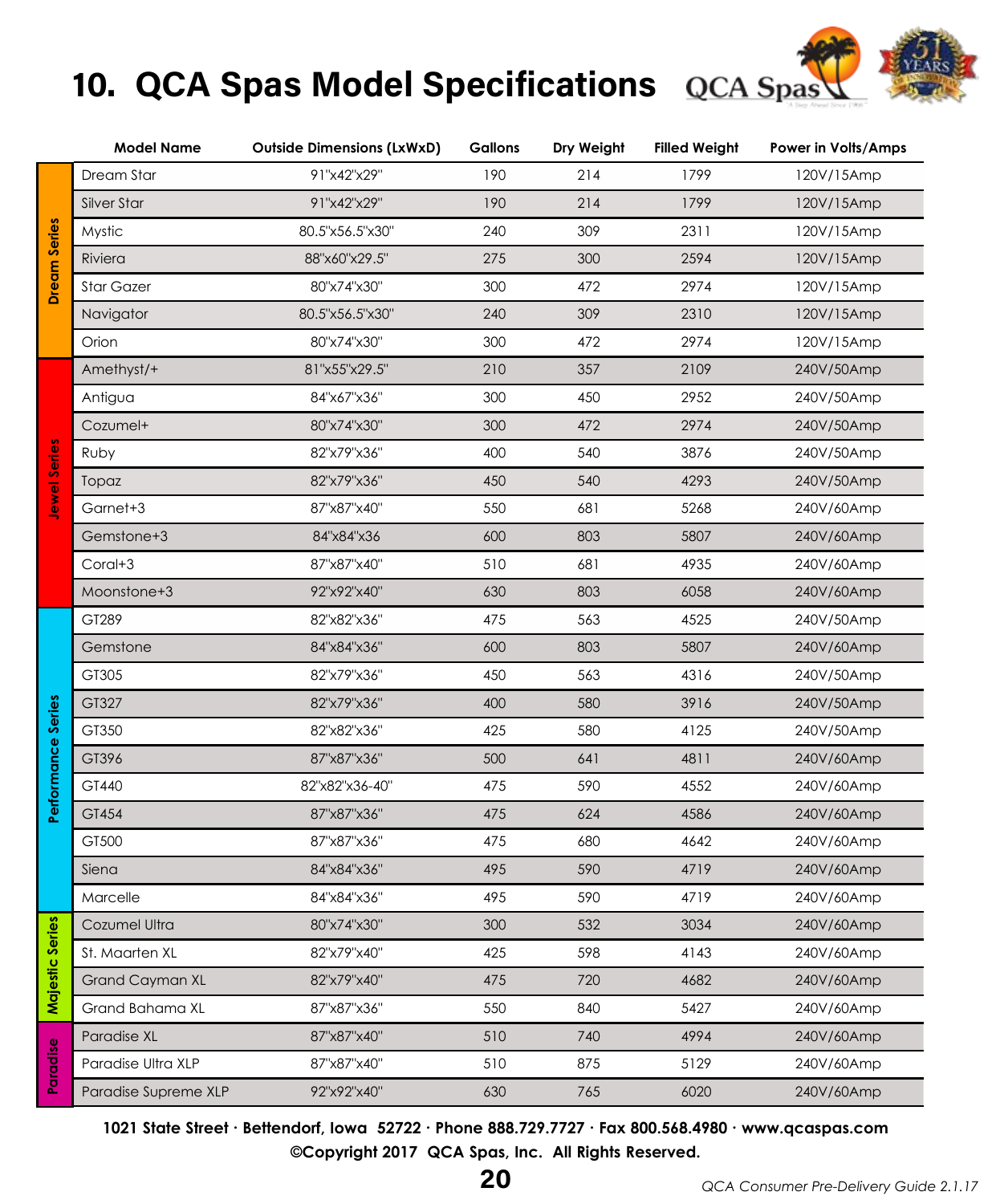# 10. QCA Spas Model Specifications

| | Model Name | Outside Dimensions (LxWxD) | Gallons | Dry Weight | Filled Weight | Power in Volts/Amps |
|---|---|---|---|---|---|---|
| Dream Series | Dream Star | 91"x42"x29" | 190 | 214 | 1799 | 120V/15Amp |
| | Silver Star | 91"x42"x29" | 190 | 214 | 1799 | 120V/15Amp |
| | Mystic | 80.5"x56.5"x30" | 240 | 309 | 2311 | 120V/15Amp |
| | Riviera | 88"x60"x29.5" | 275 | 300 | 2594 | 120V/15Amp |
| | Star Gazer | 80"x74"x30" | 300 | 472 | 2974 | 120V/15Amp |
| | Navigator | 80.5"x56.5"x30" | 240 | 309 | 2310 | 120V/15Amp |
| | Orion | 80"x74"x30" | 300 | 472 | 2974 | 120V/15Amp |
| Jewel Series | Amethyst/+ | 81"x55"x29.5" | 210 | 357 | 2109 | 240V/50Amp |
| | Antigua | 84"x67"x36" | 300 | 450 | 2952 | 240V/50Amp |
| | Cozumel+ | 80"x74"x30" | 300 | 472 | 2974 | 240V/50Amp |
| | Ruby | 82"x79"x36" | 400 | 540 | 3876 | 240V/50Amp |
| | Topaz | 82"x79"x36" | 450 | 540 | 4293 | 240V/50Amp |
| | Garnet+3 | 87"x87"x40" | 550 | 681 | 5268 | 240V/60Amp |
| | Gemstone+3 | 84"x84"x36 | 600 | 803 | 5807 | 240V/60Amp |
| | Coral+3 | 87"x87"x40" | 510 | 681 | 4935 | 240V/60Amp |
| | Moonstone+3 | 92"x92"x40" | 630 | 803 | 6058 | 240V/60Amp |
| Performance Series | GT289 | 82"x82"x36" | 475 | 563 | 4525 | 240V/50Amp |
| | Gemstone | 84"x84"x36" | 600 | 803 | 5807 | 240V/60Amp |
| | GT305 | 82"x79"x36" | 450 | 563 | 4316 | 240V/50Amp |
| | GT327 | 82"x79"x36" | 400 | 580 | 3916 | 240V/50Amp |
| | GT350 | 82"x82"x36" | 425 | 580 | 4125 | 240V/50Amp |
| | GT396 | 87"x87"x36" | 500 | 641 | 4811 | 240V/60Amp |
| | GT440 | 82"x82"x36-40" | 475 | 590 | 4552 | 240V/60Amp |
| | GT454 | 87"x87"x36" | 475 | 624 | 4586 | 240V/60Amp |
| | GT500 | 87"x87"x36" | 475 | 680 | 4642 | 240V/60Amp |
| | Siena | 84"x84"x36" | 495 | 590 | 4719 | 240V/60Amp |
| | Marcelle | 84"x84"x36" | 495 | 590 | 4719 | 240V/60Amp |
| Majestic Series | Cozumel Ultra | 80"x74"x30" | 300 | 532 | 3034 | 240V/60Amp |
| | St. Maarten XL | 82"x79"x40" | 425 | 598 | 4143 | 240V/60Amp |
| | Grand Cayman XL | 82"x79"x40" | 475 | 720 | 4682 | 240V/60Amp |
| | Grand Bahama XL | 87"x87"x36" | 550 | 840 | 5427 | 240V/60Amp |
| Paradise | Paradise XL | 87"x87"x40" | 510 | 740 | 4994 | 240V/60Amp |
| | Paradise Ultra XLP | 87"x87"x40" | 510 | 875 | 5129 | 240V/60Amp |
| | Paradise Supreme XLP | 92"x92"x40" | 630 | 765 | 6020 | 240V/60Amp |

**1021 State Street · Bettendorf, Iowa 52722 · Phone 888.729.7727 · Fax 800.568.4980 · www.qcaspas.com**

**©Copyright 2017 QCA Spas, Inc. All Rights Reserved.**